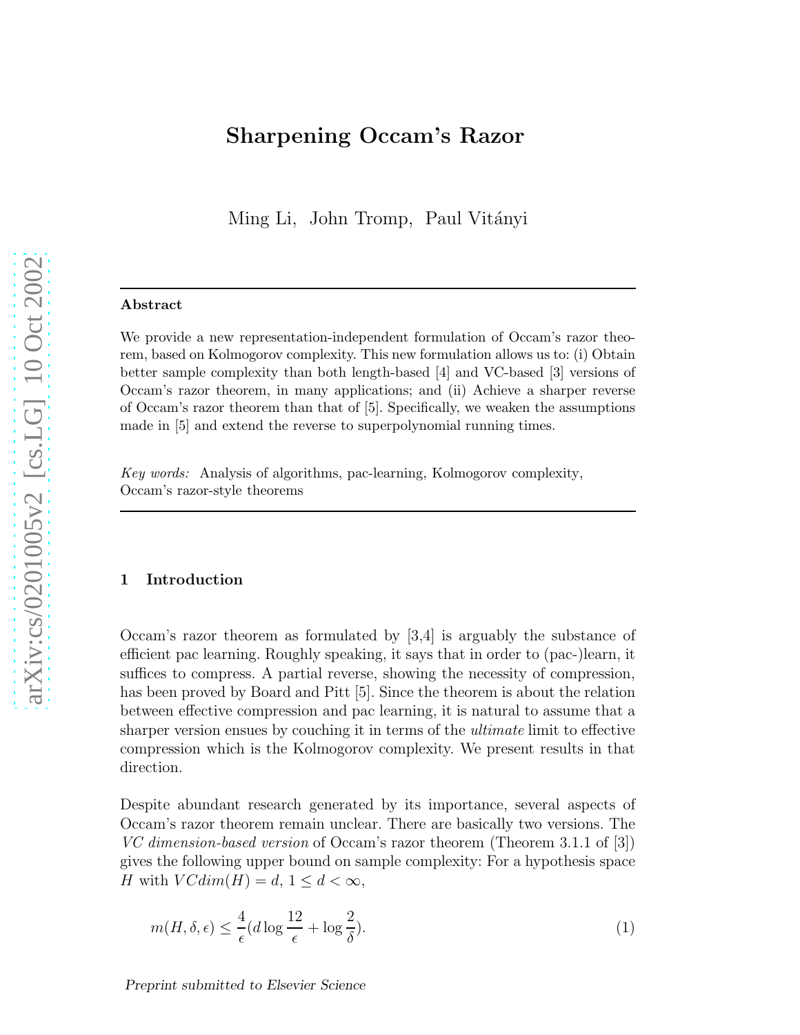# Sharpening Occam's Razor

Ming Li, John Tromp, Paul Vitányi

## Abstract

We provide a new representation-independent formulation of Occam's razor theorem, based on Kolmogorov complexity. This new formulation allows us to: (i) Obtain better sample complexity than both length-based [4] and VC-based [3] versions of Occam's razor theorem, in many applications; and (ii) Achieve a sharper reverse of Occam's razor theorem than that of [5]. Specifically, we weaken the assumptions made in [5] and extend the reverse to superpolynomial running times.

*Key words:* Analysis of algorithms, pac-learning, Kolmogorov complexity, Occam's razor-style theorems

## 1 Introduction

Occam's razor theorem as formulated by [3,4] is arguably the substance of efficient pac learning. Roughly speaking, it says that in order to (pac-)learn, it suffices to compress. A partial reverse, showing the necessity of compression, has been proved by Board and Pitt [5]. Since the theorem is about the relation between effective compression and pac learning, it is natural to assume that a sharper version ensues by couching it in terms of the *ultimate* limit to effective compression which is the Kolmogorov complexity. We present results in that direction.

Despite abundant research generated by its importance, several aspects of Occam's razor theorem remain unclear. There are basically two versions. The *VC dimension-based version* of Occam's razor theorem (Theorem 3.1.1 of [3]) gives the following upper bound on sample complexity: For a hypothesis space $H$ with $VCdim(H) = d$, $1 \leq d < \infty$,

$$m(H, \delta, \epsilon) \leq \frac{4}{\epsilon}(d \log \frac{12}{\epsilon} + \log \frac{2}{\delta}). \tag{1}$$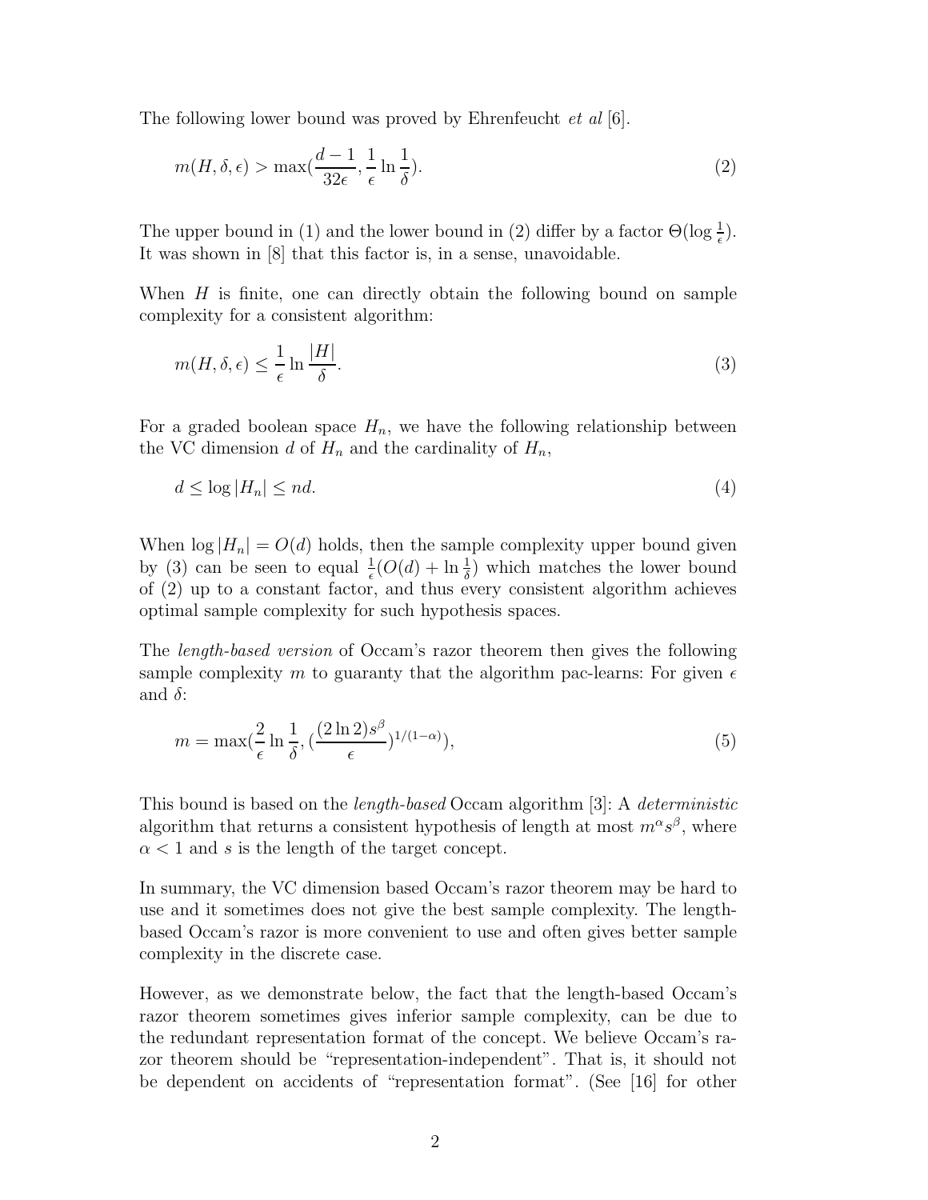The following lower bound was proved by Ehrenfeucht *et al* [6].

$$m(H, \delta, \epsilon) > \max(\frac{d-1}{32\epsilon}, \frac{1}{\epsilon}\ln\frac{1}{\delta}). \tag{2}$$

The upper bound in (1) and the lower bound in (2) differ by a factor $\Theta(\log \frac{1}{\epsilon})$. It was shown in [8] that this factor is, in a sense, unavoidable.

When $H$ is finite, one can directly obtain the following bound on sample complexity for a consistent algorithm:

$$m(H, \delta, \epsilon) \leq \frac{1}{\epsilon}\ln\frac{|H|}{\delta}. \tag{3}$$

For a graded boolean space $H_n$, we have the following relationship between the VC dimension $d$ of $H_n$ and the cardinality of $H_n$,

$$d \leq \log |H_n| \leq nd. \tag{4}$$

When $\log |H_n| = O(d)$ holds, then the sample complexity upper bound given by (3) can be seen to equal $\frac{1}{\epsilon}(O(d) + \ln \frac{1}{\delta})$ which matches the lower bound of (2) up to a constant factor, and thus every consistent algorithm achieves optimal sample complexity for such hypothesis spaces.

The *length-based version* of Occam's razor theorem then gives the following sample complexity $m$ to guaranty that the algorithm pac-learns: For given $\epsilon$ and $\delta$:

$$m = \max(\frac{2}{\epsilon}\ln\frac{1}{\delta}, (\frac{(2\ln 2)s^{\beta}}{\epsilon})^{1/(1-\alpha)}), \tag{5}$$

This bound is based on the *length-based* Occam algorithm [3]: A *deterministic* algorithm that returns a consistent hypothesis of length at most $m^{\alpha}s^{\beta}$, where $\alpha < 1$ and $s$ is the length of the target concept.

In summary, the VC dimension based Occam's razor theorem may be hard to use and it sometimes does not give the best sample complexity. The length-based Occam's razor is more convenient to use and often gives better sample complexity in the discrete case.

However, as we demonstrate below, the fact that the length-based Occam's razor theorem sometimes gives inferior sample complexity, can be due to the redundant representation format of the concept. We believe Occam's razor theorem should be "representation-independent". That is, it should not be dependent on accidents of "representation format". (See [16] for other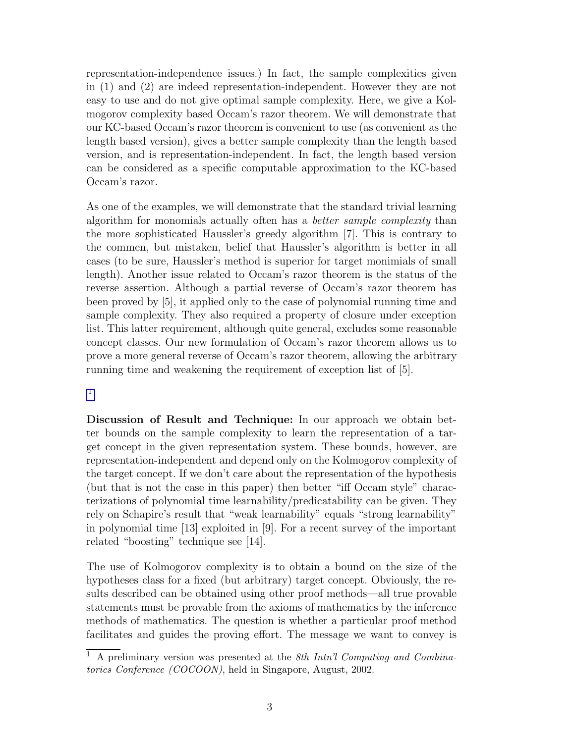representation-independence issues.) In fact, the sample complexities given in (1) and (2) are indeed representation-independent. However they are not easy to use and do not give optimal sample complexity. Here, we give a Kolmogorov complexity based Occam's razor theorem. We will demonstrate that our KC-based Occam's razor theorem is convenient to use (as convenient as the length based version), gives a better sample complexity than the length based version, and is representation-independent. In fact, the length based version can be considered as a specific computable approximation to the KC-based Occam's razor.

As one of the examples, we will demonstrate that the standard trivial learning algorithm for monomials actually often has a *better sample complexity* than the more sophisticated Haussler's greedy algorithm [7]. This is contrary to the commen, but mistaken, belief that Haussler's algorithm is better in all cases (to be sure, Haussler's method is superior for target monimials of small length). Another issue related to Occam's razor theorem is the status of the reverse assertion. Although a partial reverse of Occam's razor theorem has been proved by [5], it applied only to the case of polynomial running time and sample complexity. They also required a property of closure under exception list. This latter requirement, although quite general, excludes some reasonable concept classes. Our new formulation of Occam's razor theorem allows us to prove a more general reverse of Occam's razor theorem, allowing the arbitrary running time and weakening the requirement of exception list of [5].

[1]

**Discussion of Result and Technique:** In our approach we obtain better bounds on the sample complexity to learn the representation of a target concept in the given representation system. These bounds, however, are representation-independent and depend only on the Kolmogorov complexity of the target concept. If we don't care about the representation of the hypothesis (but that is not the case in this paper) then better "iff Occam style" characterizations of polynomial time learnability/predicatability can be given. They rely on Schapire's result that "weak learnability" equals "strong learnability" in polynomial time [13] exploited in [9]. For a recent survey of the important related "boosting" technique see [14].

The use of Kolmogorov complexity is to obtain a bound on the size of the hypotheses class for a fixed (but arbitrary) target concept. Obviously, the results described can be obtained using other proof methods—all true provable statements must be provable from the axioms of mathematics by the inference methods of mathematics. The question is whether a particular proof method facilitates and guides the proving effort. The message we want to convey is

[1] A preliminary version was presented at the *8th Intn'l Computing and Combinatorics Conference (COCOON)*, held in Singapore, August, 2002.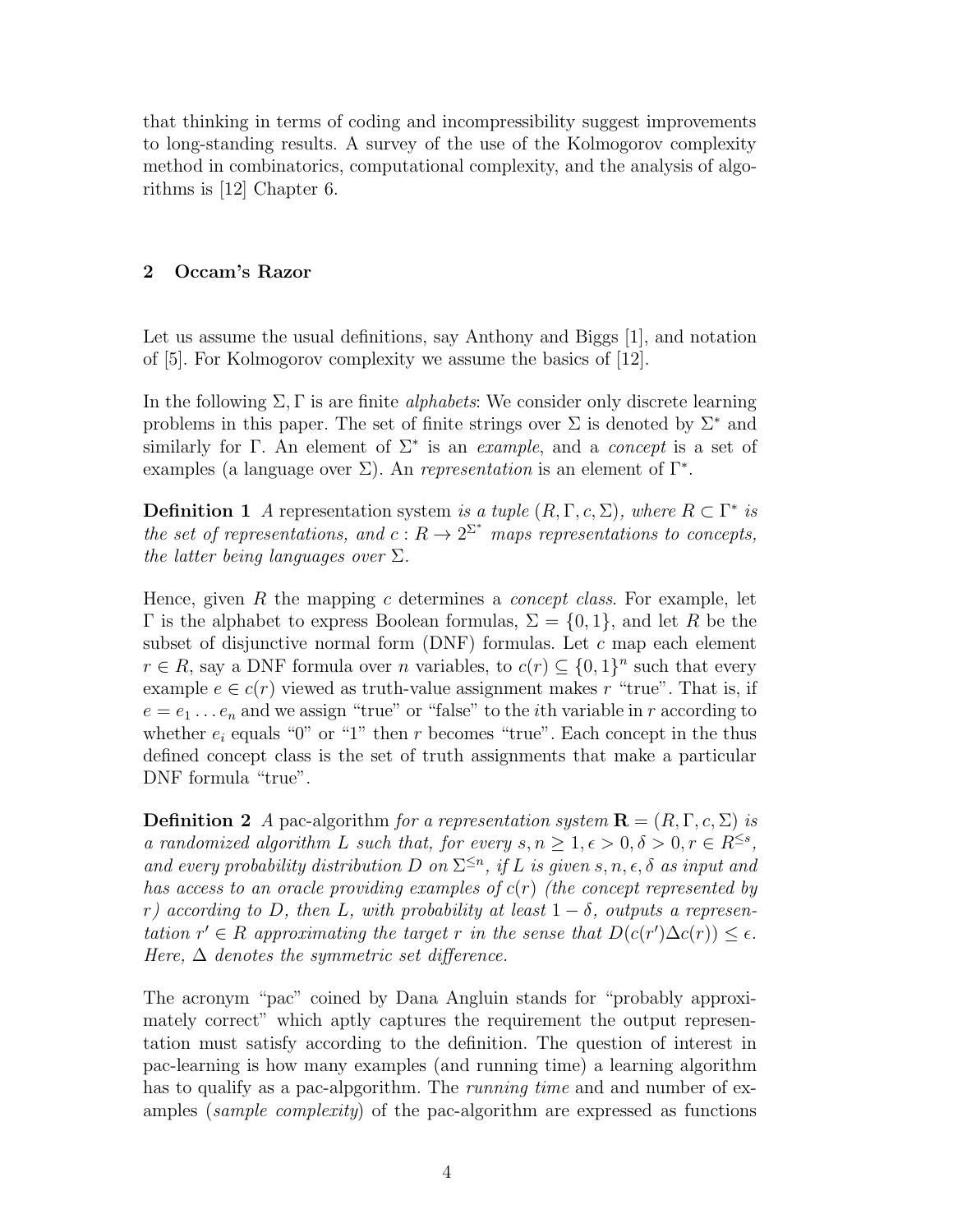that thinking in terms of coding and incompressibility suggest improvements to long-standing results. A survey of the use of the Kolmogorov complexity method in combinatorics, computational complexity, and the analysis of algorithms is [12] Chapter 6.

## 2 Occam's Razor

Let us assume the usual definitions, say Anthony and Biggs [1], and notation of [5]. For Kolmogorov complexity we assume the basics of [12].

In the following $\Sigma, \Gamma$ is are finite *alphabets*: We consider only discrete learning problems in this paper. The set of finite strings over $\Sigma$ is denoted by $\Sigma^*$ and similarly for $\Gamma$. An element of $\Sigma^*$ is an *example*, and a *concept* is a set of examples (a language over $\Sigma$). An *representation* is an element of $\Gamma^*$.

**Definition 1** *A* representation system *is a tuple* $(R, \Gamma, c, \Sigma)$*, where* $R \subset \Gamma^*$ *is the set of representations, and* $c : R \to 2^{\Sigma^*}$ *maps representations to concepts, the latter being languages over* $\Sigma$*.*

Hence, given $R$ the mapping $c$ determines a *concept class*. For example, let $\Gamma$ is the alphabet to express Boolean formulas, $\Sigma = \{0, 1\}$, and let $R$ be the subset of disjunctive normal form (DNF) formulas. Let $c$ map each element $r \in R$, say a DNF formula over $n$ variables, to $c(r) \subseteq \{0, 1\}^n$ such that every example $e \in c(r)$ viewed as truth-value assignment makes $r$ "true". That is, if $e = e_1 \ldots e_n$ and we assign "true" or "false" to the $i$th variable in $r$ according to whether $e_i$ equals "0" or "1" then $r$ becomes "true". Each concept in the thus defined concept class is the set of truth assignments that make a particular DNF formula "true".

**Definition 2** *A* pac-algorithm *for a representation system* $\mathbf{R} = (R, \Gamma, c, \Sigma)$ *is a randomized algorithm* $L$ *such that, for every* $s, n \geq 1, \epsilon > 0, \delta > 0, r \in R^{\leq s}$*, and every probability distribution* $D$ *on* $\Sigma^{\leq n}$*, if* $L$ *is given* $s, n, \epsilon, \delta$ *as input and has access to an oracle providing examples of* $c(r)$ *(the concept represented by* $r$*) according to* $D$*, then* $L$*, with probability at least* $1 - \delta$*, outputs a representation* $r' \in R$ *approximating the target* $r$ *in the sense that* $D(c(r') \Delta c(r)) \leq \epsilon$*. Here,* $\Delta$ *denotes the symmetric set difference.*

The acronym "pac" coined by Dana Angluin stands for "probably approximately correct" which aptly captures the requirement the output representation must satisfy according to the definition. The question of interest in pac-learning is how many examples (and running time) a learning algorithm has to qualify as a pac-alpgorithm. The *running time* and and number of examples (*sample complexity*) of the pac-algorithm are expressed as functions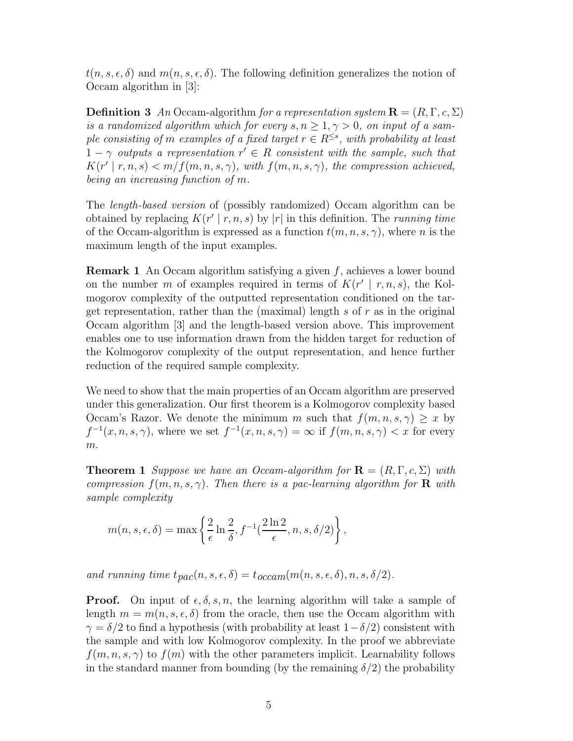$t(n, s, \epsilon, \delta)$ and $m(n, s, \epsilon, \delta)$. The following definition generalizes the notion of Occam algorithm in [3]:

**Definition 3** *An* Occam-algorithm *for a representation system* $\mathbf{R} = (R, \Gamma, c, \Sigma)$ *is a randomized algorithm which for every* $s, n \geq 1, \gamma > 0$*, on input of a sample consisting of* $m$ *examples of a fixed target* $r \in R^{\leq s}$*, with probability at least* $1 - \gamma$ *outputs a representation* $r' \in R$ *consistent with the sample, such that* $K(r' \mid r, n, s) < m/f(m, n, s, \gamma)$*, with* $f(m, n, s, \gamma)$*, the compression achieved, being an increasing function of* $m$*.*

The *length-based version* of (possibly randomized) Occam algorithm can be obtained by replacing $K(r' \mid r, n, s)$ by $|r|$ in this definition. The *running time* of the Occam-algorithm is expressed as a function $t(m, n, s, \gamma)$, where $n$ is the maximum length of the input examples.

**Remark 1** An Occam algorithm satisfying a given $f$, achieves a lower bound on the number $m$ of examples required in terms of $K(r' \mid r, n, s)$, the Kolmogorov complexity of the outputted representation conditioned on the target representation, rather than the (maximal) length $s$ of $r$ as in the original Occam algorithm [3] and the length-based version above. This improvement enables one to use information drawn from the hidden target for reduction of the Kolmogorov complexity of the output representation, and hence further reduction of the required sample complexity.

We need to show that the main properties of an Occam algorithm are preserved under this generalization. Our first theorem is a Kolmogorov complexity based Occam's Razor. We denote the minimum $m$ such that $f(m, n, s, \gamma) \geq x$ by $f^{-1}(x, n, s, \gamma)$, where we set $f^{-1}(x, n, s, \gamma) = \infty$ if $f(m, n, s, \gamma) < x$ for every $m$.

**Theorem 1** *Suppose we have an Occam-algorithm for* $\mathbf{R} = (R, \Gamma, c, \Sigma)$ *with compression* $f(m, n, s, \gamma)$*. Then there is a pac-learning algorithm for* $\mathbf{R}$ *with sample complexity*

$$m(n, s, \epsilon, \delta) = \max \left\{ \frac{2}{\epsilon} \ln \frac{2}{\delta}, f^{-1}(\frac{2 \ln 2}{\epsilon}, n, s, \delta/2) \right\},$$

*and running time* $t_{pac}(n, s, \epsilon, \delta) = t_{occam}(m(n, s, \epsilon, \delta), n, s, \delta/2)$*.*

**Proof.** On input of $\epsilon, \delta, s, n$, the learning algorithm will take a sample of length $m = m(n, s, \epsilon, \delta)$ from the oracle, then use the Occam algorithm with $\gamma = \delta/2$ to find a hypothesis (with probability at least $1 - \delta/2$) consistent with the sample and with low Kolmogorov complexity. In the proof we abbreviate $f(m, n, s, \gamma)$ to $f(m)$ with the other parameters implicit. Learnability follows in the standard manner from bounding (by the remaining $\delta/2$) the probability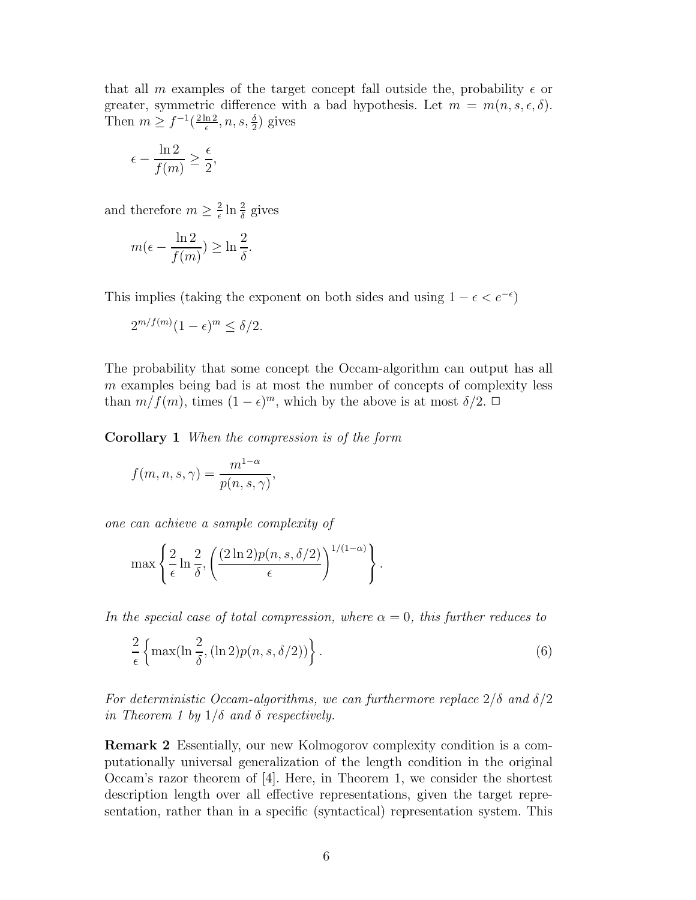that all $m$ examples of the target concept fall outside the, probability $\epsilon$ or greater, symmetric difference with a bad hypothesis. Let $m = m(n, s, \epsilon, \delta)$. Then $m \geq f^{-1}(\frac{2 \ln 2}{\epsilon}, n, s, \frac{\delta}{2})$ gives

$$\epsilon - \frac{\ln 2}{f(m)} \geq \frac{\epsilon}{2},$$

and therefore $m \geq \frac{2}{\epsilon} \ln \frac{2}{\delta}$ gives

$$m(\epsilon - \frac{\ln 2}{f(m)}) \geq \ln \frac{2}{\delta}.$$

This implies (taking the exponent on both sides and using $1 - \epsilon < e^{-\epsilon}$)

$$2^{m/f(m)}(1-\epsilon)^m \leq \delta/2.$$

The probability that some concept the Occam-algorithm can output has all $m$ examples being bad is at most the number of concepts of complexity less than $m/f(m)$, times $(1-\epsilon)^m$, which by the above is at most $\delta/2$. □

**Corollary 1** *When the compression is of the form*

$$f(m, n, s, \gamma) = \frac{m^{1-\alpha}}{p(n, s, \gamma)},$$

*one can achieve a sample complexity of*

$$\max \left\{ \frac{2}{\epsilon} \ln \frac{2}{\delta}, \left( \frac{(2 \ln 2) p(n, s, \delta/2)}{\epsilon} \right)^{1/(1-\alpha)} \right\}.$$

*In the special case of total compression, where $\alpha = 0$, this further reduces to*

$$\frac{2}{\epsilon} \left\{ \max(\ln \frac{2}{\delta}, (\ln 2) p(n, s, \delta/2)) \right\}. \tag{6}$$

*For deterministic Occam-algorithms, we can furthermore replace $2/\delta$ and $\delta/2$ in Theorem 1 by $1/\delta$ and $\delta$ respectively.*

**Remark 2** Essentially, our new Kolmogorov complexity condition is a computationally universal generalization of the length condition in the original Occam's razor theorem of [4]. Here, in Theorem 1, we consider the shortest description length over all effective representations, given the target representation, rather than in a specific (syntactical) representation system. This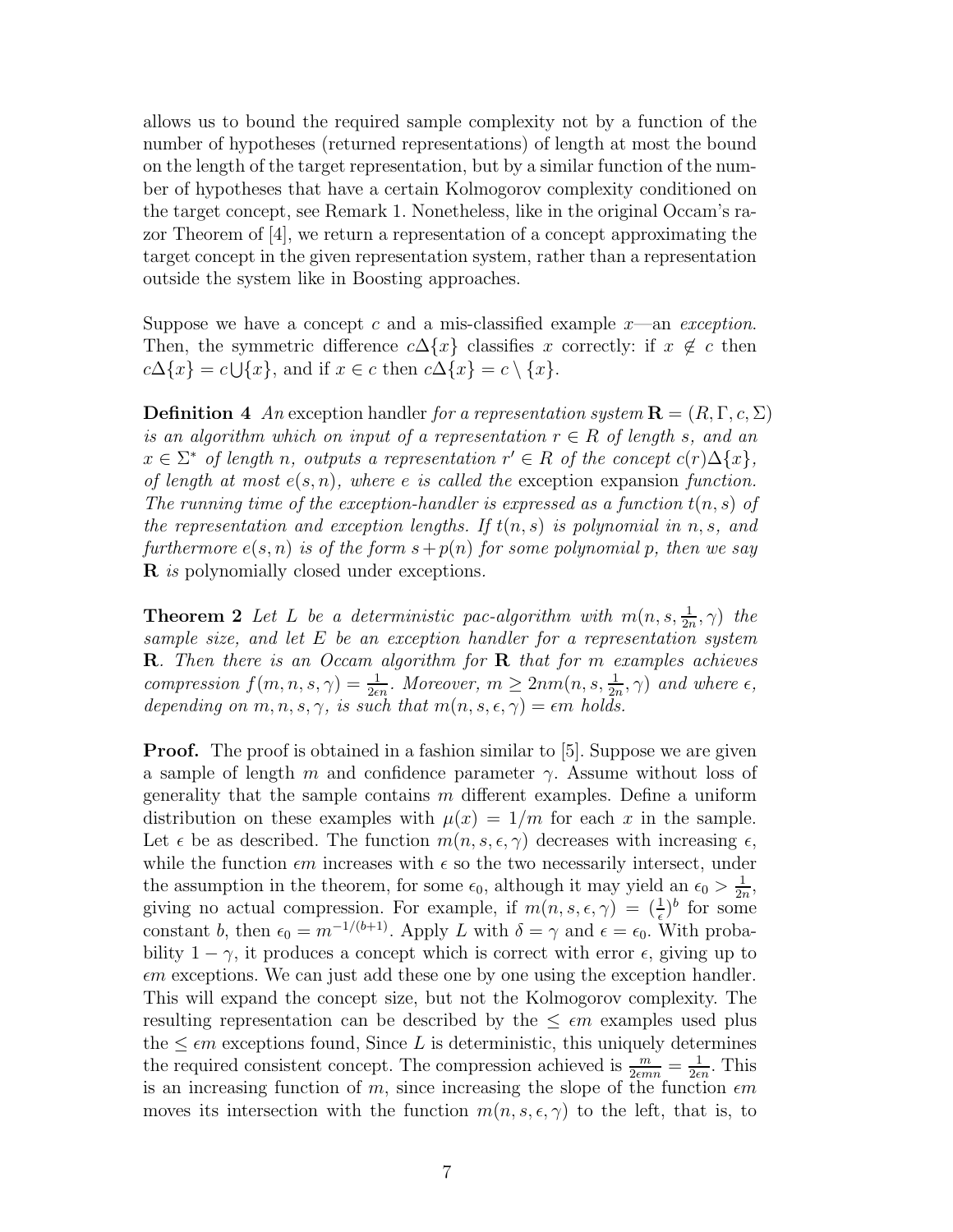allows us to bound the required sample complexity not by a function of the number of hypotheses (returned representations) of length at most the bound on the length of the target representation, but by a similar function of the number of hypotheses that have a certain Kolmogorov complexity conditioned on the target concept, see Remark 1. Nonetheless, like in the original Occam's razor Theorem of [4], we return a representation of a concept approximating the target concept in the given representation system, rather than a representation outside the system like in Boosting approaches.

Suppose we have a concept $c$ and a mis-classified example $x$—an *exception*. Then, the symmetric difference $c\Delta\{x\}$ classifies $x$ correctly: if $x \notin c$ then $c\Delta\{x\} = c\bigcup\{x\}$, and if $x \in c$ then $c\Delta\{x\} = c \setminus \{x\}$.

**Definition 4** *An* exception handler *for a representation system* $\mathbf{R} = (R, \Gamma, c, \Sigma)$ *is an algorithm which on input of a representation* $r \in R$ *of length* $s$*, and an* $x \in \Sigma^*$ *of length* $n$*, outputs a representation* $r' \in R$ *of the concept* $c(r)\Delta\{x\}$*, of length at most* $e(s, n)$*, where* $e$ *is called the* exception expansion *function. The running time of the exception-handler is expressed as a function* $t(n, s)$ *of the representation and exception lengths. If* $t(n, s)$ *is polynomial in* $n, s$*, and furthermore* $e(s, n)$ *is of the form* $s + p(n)$ *for some polynomial* $p$*, then we say* $\mathbf{R}$ *is* polynomially closed under exceptions*.*

**Theorem 2** *Let* $L$ *be a deterministic pac-algorithm with* $m(n, s, \frac{1}{2n}, \gamma)$ *the sample size, and let* $E$ *be an exception handler for a representation system* $\mathbf{R}$*. Then there is an Occam algorithm for* $\mathbf{R}$ *that for* $m$ *examples achieves compression* $f(m, n, s, \gamma) = \frac{1}{2\epsilon n}$*. Moreover,* $m \geq 2nm(n, s, \frac{1}{2n}, \gamma)$ *and where* $\epsilon$*, depending on* $m, n, s, \gamma$*, is such that* $m(n, s, \epsilon, \gamma) = \epsilon m$ *holds.*

**Proof.** The proof is obtained in a fashion similar to [5]. Suppose we are given a sample of length $m$ and confidence parameter $\gamma$. Assume without loss of generality that the sample contains $m$ different examples. Define a uniform distribution on these examples with $\mu(x) = 1/m$ for each $x$ in the sample. Let $\epsilon$ be as described. The function $m(n, s, \epsilon, \gamma)$ decreases with increasing $\epsilon$, while the function $\epsilon m$ increases with $\epsilon$ so the two necessarily intersect, under the assumption in the theorem, for some $\epsilon_0$, although it may yield an $\epsilon_0 > \frac{1}{2n}$, giving no actual compression. For example, if $m(n, s, \epsilon, \gamma) = (\frac{1}{\epsilon})^b$ for some constant $b$, then $\epsilon_0 = m^{-1/(b+1)}$. Apply $L$ with $\delta = \gamma$ and $\epsilon = \epsilon_0$. With probability $1 - \gamma$, it produces a concept which is correct with error $\epsilon$, giving up to $\epsilon m$ exceptions. We can just add these one by one using the exception handler. This will expand the concept size, but not the Kolmogorov complexity. The resulting representation can be described by the $\leq \epsilon m$ examples used plus the $\leq \epsilon m$ exceptions found, Since $L$ is deterministic, this uniquely determines the required consistent concept. The compression achieved is $\frac{m}{2\epsilon mn} = \frac{1}{2\epsilon n}$. This is an increasing function of $m$, since increasing the slope of the function $\epsilon m$ moves its intersection with the function $m(n, s, \epsilon, \gamma)$ to the left, that is, to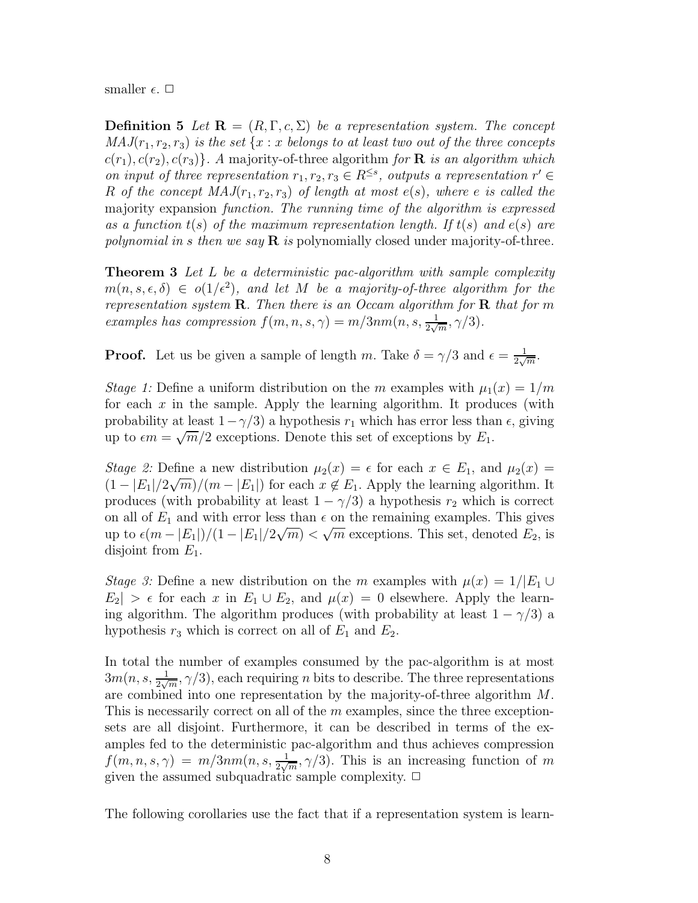smaller $\epsilon$. □

**Definition 5** *Let* $\mathbf{R} = (R, \Gamma, c, \Sigma)$ *be a representation system. The concept* $MAJ(r_1, r_2, r_3)$ *is the set* $\{x : x$ *belongs to at least two out of the three concepts* $c(r_1), c(r_2), c(r_3)\}$. *A* majority-of-three algorithm *for* $\mathbf{R}$ *is an algorithm which on input of three representation* $r_1, r_2, r_3 \in R^{\leq s}$, *outputs a representation* $r' \in R$ *of the concept* $MAJ(r_1, r_2, r_3)$ *of length at most* $e(s)$, *where* $e$ *is called the* majority expansion *function. The running time of the algorithm is expressed as a function* $t(s)$ *of the maximum representation length. If* $t(s)$ *and* $e(s)$ *are polynomial in* $s$ *then we say* $\mathbf{R}$ *is* polynomially closed under majority-of-three.

**Theorem 3** *Let* $L$ *be a deterministic pac-algorithm with sample complexity* $m(n, s, \epsilon, \delta) \in o(1/\epsilon^2)$, *and let* $M$ *be a majority-of-three algorithm for the representation system* $\mathbf{R}$. *Then there is an Occam algorithm for* $\mathbf{R}$ *that for* $m$ *examples has compression* $f(m, n, s, \gamma) = m/3nm(n, s, \frac{1}{2\sqrt{m}}, \gamma/3)$.

**Proof.** Let us be given a sample of length $m$. Take $\delta = \gamma/3$ and $\epsilon = \frac{1}{2\sqrt{m}}$.

*Stage 1:* Define a uniform distribution on the $m$ examples with $\mu_1(x) = 1/m$ for each $x$ in the sample. Apply the learning algorithm. It produces (with probability at least $1-\gamma/3$) a hypothesis $r_1$ which has error less than $\epsilon$, giving up to $\epsilon m = \sqrt{m}/2$ exceptions. Denote this set of exceptions by $E_1$.

*Stage 2:* Define a new distribution $\mu_2(x) = \epsilon$ for each $x \in E_1$, and $\mu_2(x) = (1 - |E_1|/2\sqrt{m})/(m - |E_1|)$ for each $x \notin E_1$. Apply the learning algorithm. It produces (with probability at least $1 - \gamma/3$) a hypothesis $r_2$ which is correct on all of $E_1$ and with error less than $\epsilon$ on the remaining examples. This gives up to $\epsilon(m - |E_1|)/(1 - |E_1|/2\sqrt{m}) < \sqrt{m}$ exceptions. This set, denoted $E_2$, is disjoint from $E_1$.

*Stage 3:* Define a new distribution on the $m$ examples with $\mu(x) = 1/|E_1 \cup E_2| > \epsilon$ for each $x$ in $E_1 \cup E_2$, and $\mu(x) = 0$ elsewhere. Apply the learning algorithm. The algorithm produces (with probability at least $1 - \gamma/3$) a hypothesis $r_3$ which is correct on all of $E_1$ and $E_2$.

In total the number of examples consumed by the pac-algorithm is at most $3m(n, s, \frac{1}{2\sqrt{m}}, \gamma/3)$, each requiring $n$ bits to describe. The three representations are combined into one representation by the majority-of-three algorithm $M$. This is necessarily correct on all of the $m$ examples, since the three exception-sets are all disjoint. Furthermore, it can be described in terms of the examples fed to the deterministic pac-algorithm and thus achieves compression $f(m, n, s, \gamma) = m/3nm(n, s, \frac{1}{2\sqrt{m}}, \gamma/3)$. This is an increasing function of $m$ given the assumed subquadratic sample complexity. □

The following corollaries use the fact that if a representation system is learn-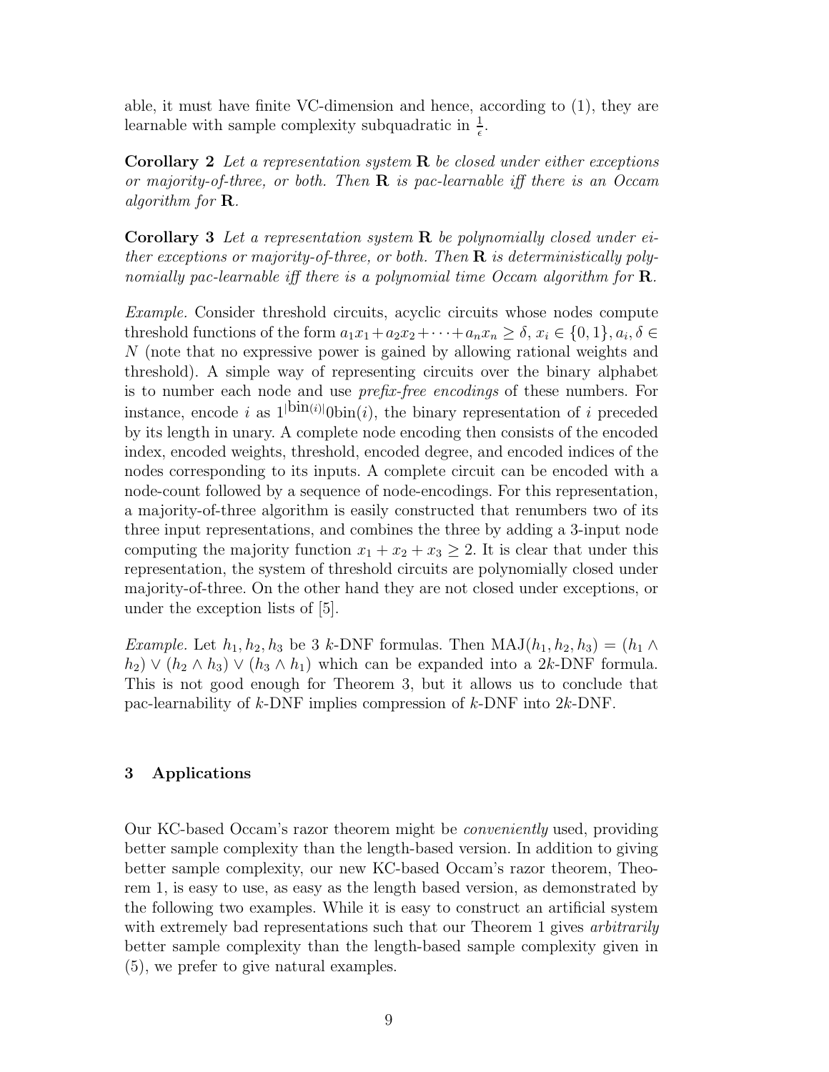able, it must have finite VC-dimension and hence, according to (1), they are learnable with sample complexity subquadratic in $\frac{1}{\epsilon}$.

**Corollary 2** *Let a representation system* $\mathbf{R}$ *be closed under either exceptions or majority-of-three, or both. Then* $\mathbf{R}$ *is pac-learnable iff there is an Occam algorithm for* $\mathbf{R}$.

**Corollary 3** *Let a representation system* $\mathbf{R}$ *be polynomially closed under either exceptions or majority-of-three, or both. Then* $\mathbf{R}$ *is deterministically polynomially pac-learnable iff there is a polynomial time Occam algorithm for* $\mathbf{R}$.

*Example.* Consider threshold circuits, acyclic circuits whose nodes compute threshold functions of the form $a_1x_1 + a_2x_2 + \cdots + a_nx_n \geq \delta$, $x_i \in \{0, 1\}$, $a_i, \delta \in N$ (note that no expressive power is gained by allowing rational weights and threshold). A simple way of representing circuits over the binary alphabet is to number each node and use *prefix-free encodings* of these numbers. For instance, encode $i$ as $1^{|\mathrm{bin}(i)|}0\mathrm{bin}(i)$, the binary representation of $i$ preceded by its length in unary. A complete node encoding then consists of the encoded index, encoded weights, threshold, encoded degree, and encoded indices of the nodes corresponding to its inputs. A complete circuit can be encoded with a node-count followed by a sequence of node-encodings. For this representation, a majority-of-three algorithm is easily constructed that renumbers two of its three input representations, and combines the three by adding a 3-input node computing the majority function $x_1 + x_2 + x_3 \geq 2$. It is clear that under this representation, the system of threshold circuits are polynomially closed under majority-of-three. On the other hand they are not closed under exceptions, or under the exception lists of [5].

*Example.* Let $h_1, h_2, h_3$ be 3 $k$-DNF formulas. Then $\mathrm{MAJ}(h_1, h_2, h_3) = (h_1 \wedge h_2) \vee (h_2 \wedge h_3) \vee (h_3 \wedge h_1)$ which can be expanded into a $2k$-DNF formula. This is not good enough for Theorem 3, but it allows us to conclude that pac-learnability of $k$-DNF implies compression of $k$-DNF into $2k$-DNF.

## 3 Applications

Our KC-based Occam's razor theorem might be *conveniently* used, providing better sample complexity than the length-based version. In addition to giving better sample complexity, our new KC-based Occam's razor theorem, Theorem 1, is easy to use, as easy as the length based version, as demonstrated by the following two examples. While it is easy to construct an artificial system with extremely bad representations such that our Theorem 1 gives *arbitrarily* better sample complexity than the length-based sample complexity given in (5), we prefer to give natural examples.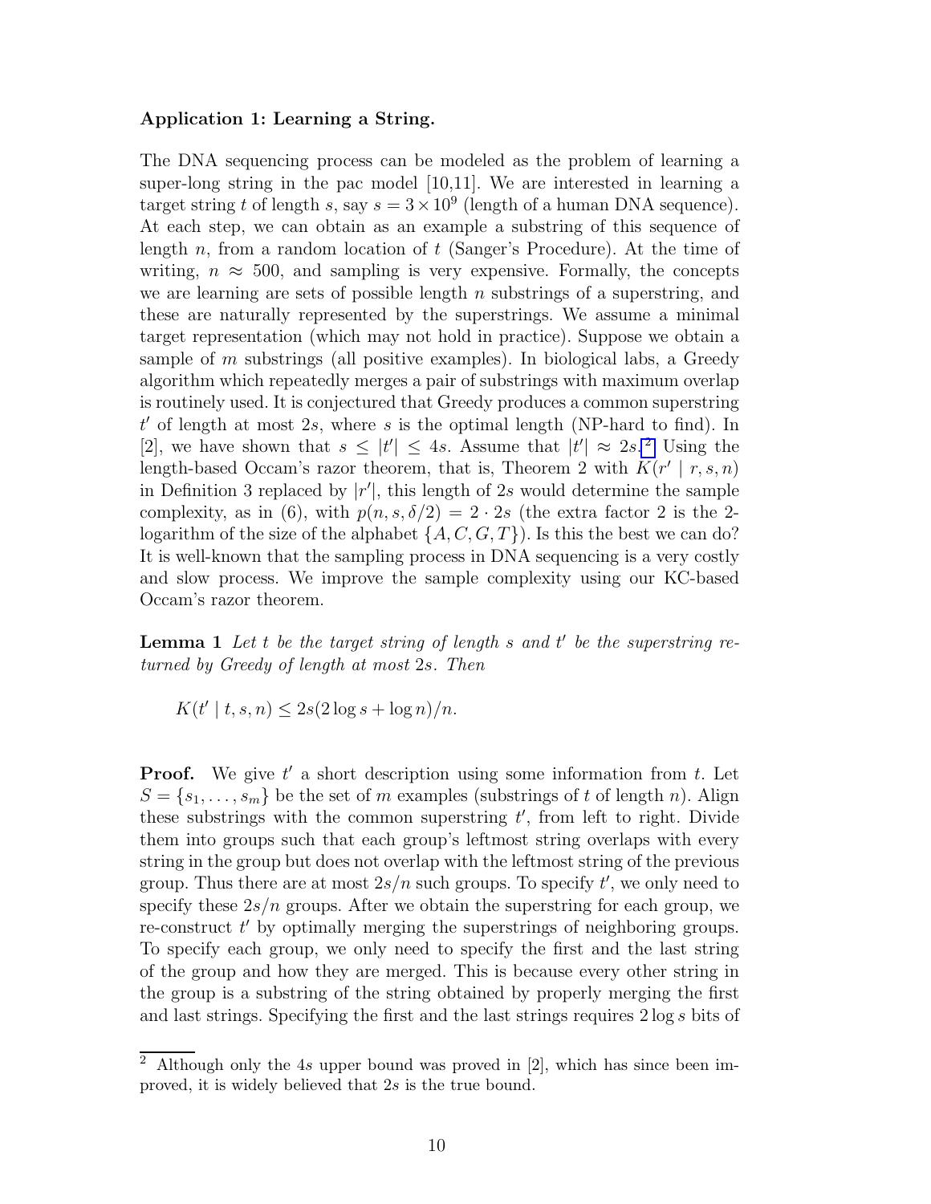**Application 1: Learning a String.**

The DNA sequencing process can be modeled as the problem of learning a super-long string in the pac model [10,11]. We are interested in learning a target string $t$ of length $s$, say $s = 3 \times 10^9$ (length of a human DNA sequence). At each step, we can obtain as an example a substring of this sequence of length $n$, from a random location of $t$ (Sanger's Procedure). At the time of writing, $n \approx 500$, and sampling is very expensive. Formally, the concepts we are learning are sets of possible length $n$ substrings of a superstring, and these are naturally represented by the superstrings. We assume a minimal target representation (which may not hold in practice). Suppose we obtain a sample of $m$ substrings (all positive examples). In biological labs, a Greedy algorithm which repeatedly merges a pair of substrings with maximum overlap is routinely used. It is conjectured that Greedy produces a common superstring $t'$ of length at most $2s$, where $s$ is the optimal length (NP-hard to find). In [2], we have shown that $s \leq |t'| \leq 4s$. Assume that $|t'| \approx 2s$.[2] Using the length-based Occam's razor theorem, that is, Theorem 2 with $K(r' \mid r, s, n)$ in Definition 3 replaced by $|r'|$, this length of $2s$ would determine the sample complexity, as in (6), with $p(n, s, \delta/2) = 2 \cdot 2s$ (the extra factor 2 is the 2-logarithm of the size of the alphabet $\{A, C, G, T\}$). Is this the best we can do? It is well-known that the sampling process in DNA sequencing is a very costly and slow process. We improve the sample complexity using our KC-based Occam's razor theorem.

**Lemma 1** *Let $t$ be the target string of length $s$ and $t'$ be the superstring returned by Greedy of length at most $2s$. Then*

$$K(t' \mid t, s, n) \leq 2s(2 \log s + \log n)/n.$$

**Proof.** We give $t'$ a short description using some information from $t$. Let $S = \{s_1, \ldots, s_m\}$ be the set of $m$ examples (substrings of $t$ of length $n$). Align these substrings with the common superstring $t'$, from left to right. Divide them into groups such that each group's leftmost string overlaps with every string in the group but does not overlap with the leftmost string of the previous group. Thus there are at most $2s/n$ such groups. To specify $t'$, we only need to specify these $2s/n$ groups. After we obtain the superstring for each group, we re-construct $t'$ by optimally merging the superstrings of neighboring groups. To specify each group, we only need to specify the first and the last string of the group and how they are merged. This is because every other string in the group is a substring of the string obtained by properly merging the first and last strings. Specifying the first and the last strings requires $2 \log s$ bits of

[2] Although only the $4s$ upper bound was proved in [2], which has since been improved, it is widely believed that $2s$ is the true bound.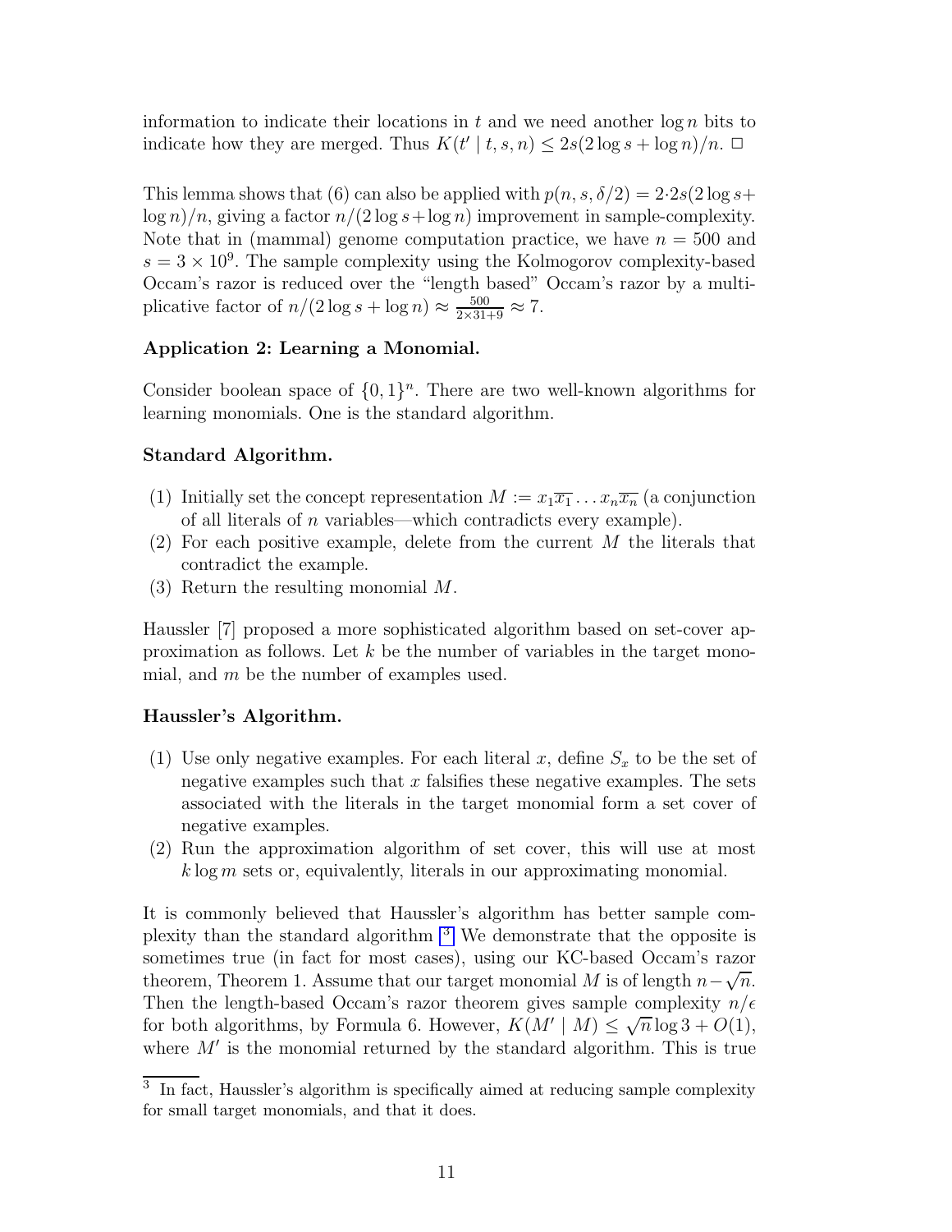information to indicate their locations in $t$ and we need another $\log n$ bits to indicate how they are merged. Thus $K(t' \mid t, s, n) \leq 2s(2 \log s + \log n)/n$. $\Box$

This lemma shows that (6) can also be applied with $p(n, s, \delta/2) = 2 \cdot 2s(2 \log s + \log n)/n$, giving a factor $n/(2 \log s + \log n)$ improvement in sample-complexity. Note that in (mammal) genome computation practice, we have $n = 500$ and $s = 3 \times 10^9$. The sample complexity using the Kolmogorov complexity-based Occam's razor is reduced over the "length based" Occam's razor by a multiplicative factor of $n/(2 \log s + \log n) \approx \frac{500}{2 \times 31 + 9} \approx 7$.

**Application 2: Learning a Monomial.**

Consider boolean space of $\{0, 1\}^n$. There are two well-known algorithms for learning monomials. One is the standard algorithm.

**Standard Algorithm.**

(1) Initially set the concept representation $M := x_1 \overline{x_1} \ldots x_n \overline{x_n}$ (a conjunction of all literals of $n$ variables—which contradicts every example).
(2) For each positive example, delete from the current $M$ the literals that contradict the example.
(3) Return the resulting monomial $M$.

Haussler [7] proposed a more sophisticated algorithm based on set-cover approximation as follows. Let $k$ be the number of variables in the target monomial, and $m$ be the number of examples used.

**Haussler's Algorithm.**

(1) Use only negative examples. For each literal $x$, define $S_x$ to be the set of negative examples such that $x$ falsifies these negative examples. The sets associated with the literals in the target monomial form a set cover of negative examples.
(2) Run the approximation algorithm of set cover, this will use at most $k \log m$ sets or, equivalently, literals in our approximating monomial.

It is commonly believed that Haussler's algorithm has better sample complexity than the standard algorithm [3] We demonstrate that the opposite is sometimes true (in fact for most cases), using our KC-based Occam's razor theorem, Theorem 1. Assume that our target monomial $M$ is of length $n - \sqrt{n}$. Then the length-based Occam's razor theorem gives sample complexity $n/\epsilon$ for both algorithms, by Formula 6. However, $K(M' \mid M) \leq \sqrt{n} \log 3 + O(1)$, where $M'$ is the monomial returned by the standard algorithm. This is true

[3] In fact, Haussler's algorithm is specifically aimed at reducing sample complexity for small target monomials, and that it does.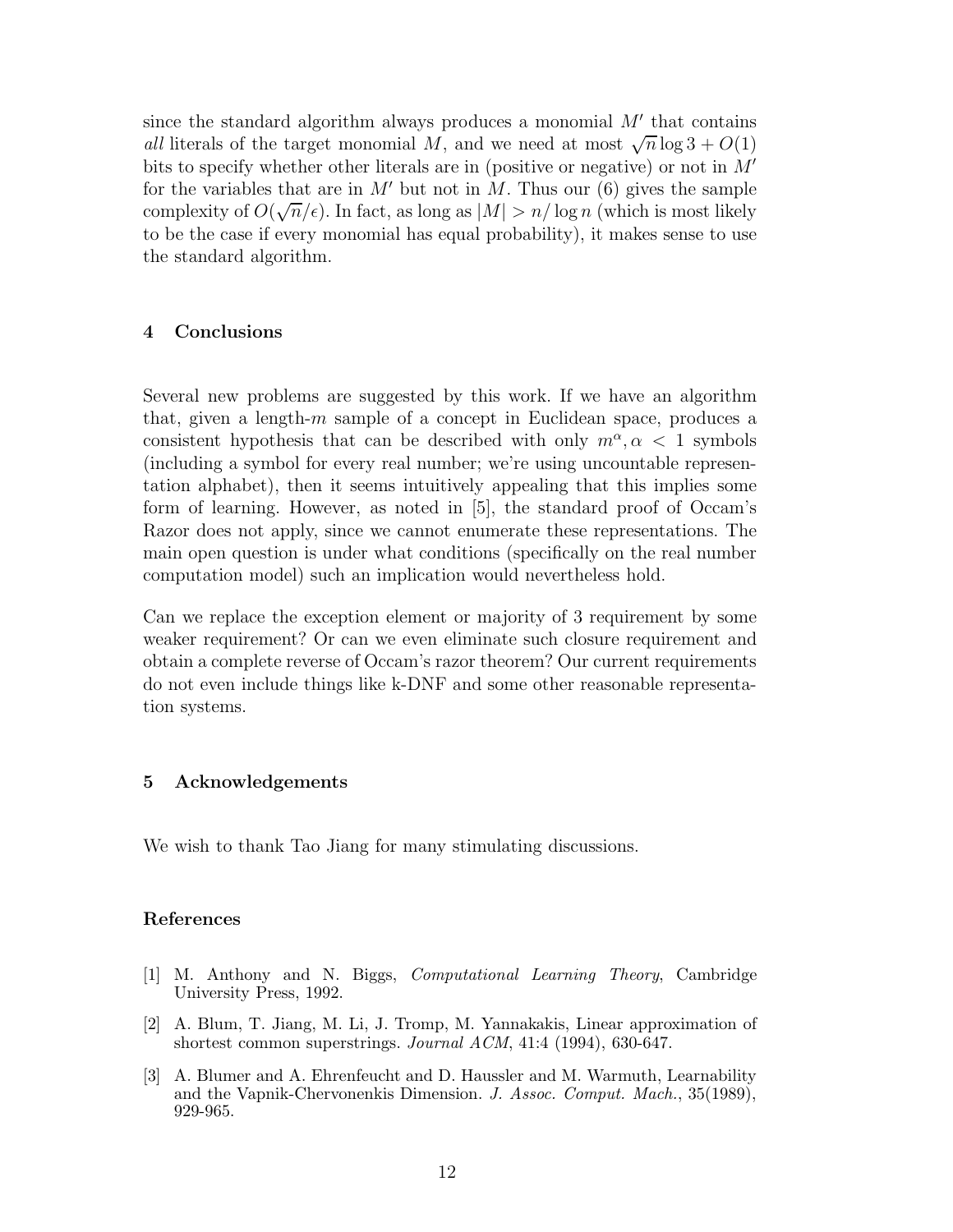since the standard algorithm always produces a monomial $M'$ that contains *all* literals of the target monomial $M$, and we need at most $\sqrt{n} \log 3 + O(1)$ bits to specify whether other literals are in (positive or negative) or not in $M'$ for the variables that are in $M'$ but not in $M$. Thus our (6) gives the sample complexity of $O(\sqrt{n}/\epsilon)$. In fact, as long as $|M| > n/\log n$ (which is most likely to be the case if every monomial has equal probability), it makes sense to use the standard algorithm.

## 4 Conclusions

Several new problems are suggested by this work. If we have an algorithm that, given a length-$m$ sample of a concept in Euclidean space, produces a consistent hypothesis that can be described with only $m^\alpha, \alpha < 1$ symbols (including a symbol for every real number; we're using uncountable representation alphabet), then it seems intuitively appealing that this implies some form of learning. However, as noted in [5], the standard proof of Occam's Razor does not apply, since we cannot enumerate these representations. The main open question is under what conditions (specifically on the real number computation model) such an implication would nevertheless hold.

Can we replace the exception element or majority of 3 requirement by some weaker requirement? Or can we even eliminate such closure requirement and obtain a complete reverse of Occam's razor theorem? Our current requirements do not even include things like k-DNF and some other reasonable representation systems.

## 5 Acknowledgements

We wish to thank Tao Jiang for many stimulating discussions.

## References

[1] M. Anthony and N. Biggs, *Computational Learning Theory*, Cambridge University Press, 1992.

[2] A. Blum, T. Jiang, M. Li, J. Tromp, M. Yannakakis, Linear approximation of shortest common superstrings. *Journal ACM*, 41:4 (1994), 630-647.

[3] A. Blumer and A. Ehrenfeucht and D. Haussler and M. Warmuth, Learnability and the Vapnik-Chervonenkis Dimension. *J. Assoc. Comput. Mach.*, 35(1989), 929-965.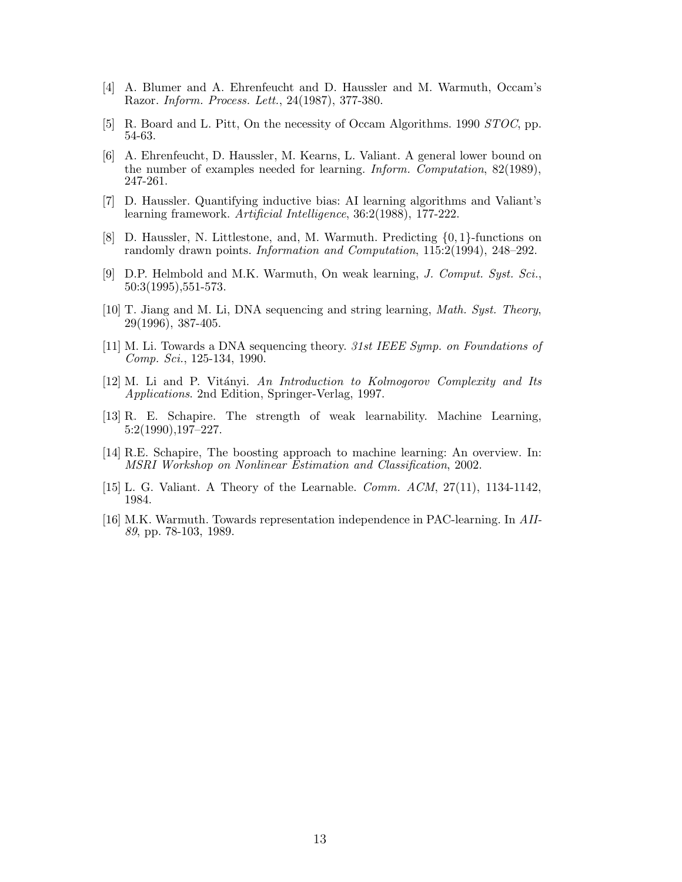[4] A. Blumer and A. Ehrenfeucht and D. Haussler and M. Warmuth, Occam's Razor. *Inform. Process. Lett.*, 24(1987), 377-380.

[5] R. Board and L. Pitt, On the necessity of Occam Algorithms. 1990 *STOC*, pp. 54-63.

[6] A. Ehrenfeucht, D. Haussler, M. Kearns, L. Valiant. A general lower bound on the number of examples needed for learning. *Inform. Computation*, 82(1989), 247-261.

[7] D. Haussler. Quantifying inductive bias: AI learning algorithms and Valiant's learning framework. *Artificial Intelligence*, 36:2(1988), 177-222.

[8] D. Haussler, N. Littlestone, and, M. Warmuth. Predicting $\{0,1\}$-functions on randomly drawn points. *Information and Computation*, 115:2(1994), 248–292.

[9] D.P. Helmbold and M.K. Warmuth, On weak learning, *J. Comput. Syst. Sci.*, 50:3(1995),551-573.

[10] T. Jiang and M. Li, DNA sequencing and string learning, *Math. Syst. Theory*, 29(1996), 387-405.

[11] M. Li. Towards a DNA sequencing theory. *31st IEEE Symp. on Foundations of Comp. Sci.*, 125-134, 1990.

[12] M. Li and P. Vitányi. *An Introduction to Kolmogorov Complexity and Its Applications*. 2nd Edition, Springer-Verlag, 1997.

[13] R. E. Schapire. The strength of weak learnability. Machine Learning, 5:2(1990),197–227.

[14] R.E. Schapire, The boosting approach to machine learning: An overview. In: *MSRI Workshop on Nonlinear Estimation and Classification*, 2002.

[15] L. G. Valiant. A Theory of the Learnable. *Comm. ACM*, 27(11), 1134-1142, 1984.

[16] M.K. Warmuth. Towards representation independence in PAC-learning. In *AII-89*, pp. 78-103, 1989.